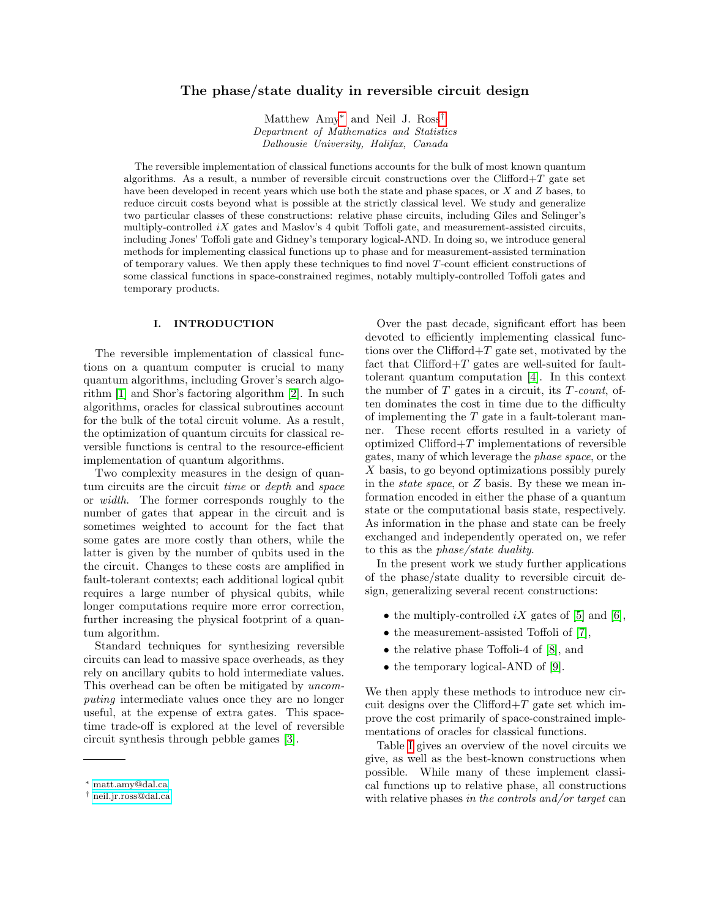# The phase/state duality in reversible circuit design

Matthew Amy[*] and Neil J. Ross[†]
*Department of Mathematics and Statistics*
*Dalhousie University, Halifax, Canada*

The reversible implementation of classical functions accounts for the bulk of most known quantum algorithms. As a result, a number of reversible circuit constructions over the Clifford+$T$ gate set have been developed in recent years which use both the state and phase spaces, or $X$ and $Z$ bases, to reduce circuit costs beyond what is possible at the strictly classical level. We study and generalize two particular classes of these constructions: relative phase circuits, including Giles and Selinger's multiply-controlled $iX$ gates and Maslov's 4 qubit Toffoli gate, and measurement-assisted circuits, including Jones' Toffoli gate and Gidney's temporary logical-AND. In doing so, we introduce general methods for implementing classical functions up to phase and for measurement-assisted termination of temporary values. We then apply these techniques to find novel $T$-count efficient constructions of some classical functions in space-constrained regimes, notably multiply-controlled Toffoli gates and temporary products.

## I. INTRODUCTION

The reversible implementation of classical functions on a quantum computer is crucial to many quantum algorithms, including Grover's search algorithm [1] and Shor's factoring algorithm [2]. In such algorithms, oracles for classical subroutines account for the bulk of the total circuit volume. As a result, the optimization of quantum circuits for classical reversible functions is central to the resource-efficient implementation of quantum algorithms.

Two complexity measures in the design of quantum circuits are the circuit *time* or *depth* and *space* or *width*. The former corresponds roughly to the number of gates that appear in the circuit and is sometimes weighted to account for the fact that some gates are more costly than others, while the latter is given by the number of qubits used in the circuit. Changes to these costs are amplified in fault-tolerant contexts; each additional logical qubit requires a large number of physical qubits, while longer computations require more error correction, further increasing the physical footprint of a quantum algorithm.

Standard techniques for synthesizing reversible circuits can lead to massive space overheads, as they rely on ancillary qubits to hold intermediate values. This overhead can be often be mitigated by *uncomputing* intermediate values once they are no longer useful, at the expense of extra gates. This space-time trade-off is explored at the level of reversible circuit synthesis through pebble games [3].

Over the past decade, significant effort has been devoted to efficiently implementing classical functions over the Clifford+$T$ gate set, motivated by the fact that Clifford+$T$ gates are well-suited for fault-tolerant quantum computation [4]. In this context the number of $T$ gates in a circuit, its $T$-*count*, often dominates the cost in time due to the difficulty of implementing the $T$ gate in a fault-tolerant manner. These recent efforts resulted in a variety of optimized Clifford+$T$ implementations of reversible gates, many of which leverage the *phase space*, or the $X$ basis, to go beyond optimizations possibly purely in the *state space*, or $Z$ basis. By these we mean information encoded in either the phase of a quantum state or the computational basis state, respectively. As information in the phase and state can be freely exchanged and independently operated on, we refer to this as the *phase/state duality*.

In the present work we study further applications of the phase/state duality to reversible circuit design, generalizing several recent constructions:

- the multiply-controlled $iX$ gates of [5] and [6],
- the measurement-assisted Toffoli of [7],
- the relative phase Toffoli-4 of [8], and
- the temporary logical-AND of [9].

We then apply these methods to introduce new circuit designs over the Clifford+$T$ gate set which improve the cost primarily of space-constrained implementations of oracles for classical functions.

Table I gives an overview of the novel circuits we give, as well as the best-known constructions when possible. While many of these implement classical functions up to relative phase, all constructions with relative phases *in the controls and/or target* can

[*] matt.amy@dal.ca
[†] neil.jr.ross@dal.ca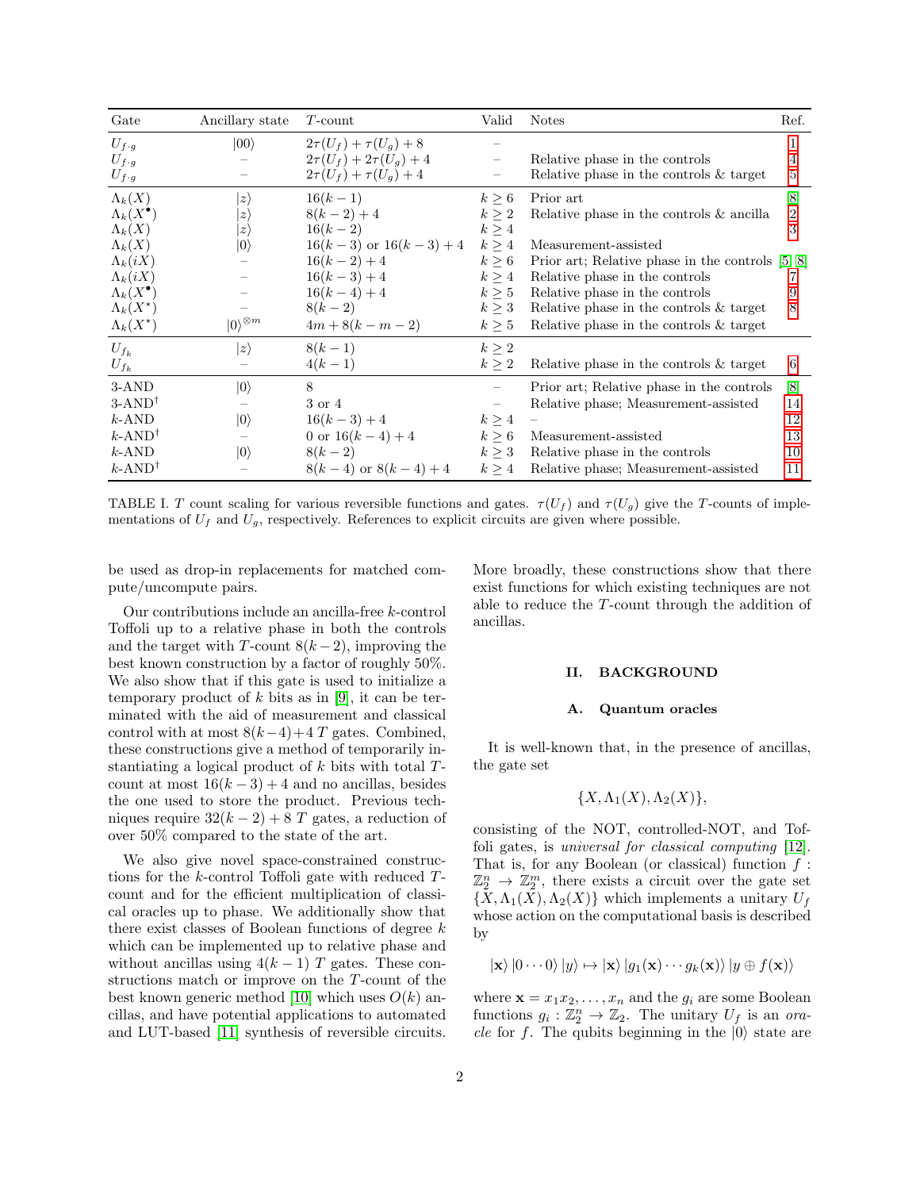| Gate | Ancillary state | $T$-count | Valid | Notes | Ref. |
|---|---|---|---|---|---|
| $U_{f\cdot g}$ | $\|00\rangle$ | $2\tau(U_f) + \tau(U_g) + 8$ | – | | [1] |
| $U_{f\cdot g}$ | – | $2\tau(U_f) + 2\tau(U_g) + 4$ | – | Relative phase in the controls | [4] |
| $U_{f\cdot g}$ | – | $2\tau(U_f) + \tau(U_g) + 4$ | – | Relative phase in the controls & target | [5] |
| $\Lambda_k(X)$ | $\|z\rangle$ | $16(k-1)$ | $k \geq 6$ | Prior art | [8] |
| $\Lambda_k(X^\bullet)$ | $\|z\rangle$ | $8(k-2)+4$ | $k \geq 2$ | Relative phase in the controls & ancilla | [2] |
| $\Lambda_k(X)$ | $\|z\rangle$ | $16(k-2)$ | $k \geq 4$ | | [3] |
| $\Lambda_k(X)$ | $\|0\rangle$ | $16(k-3)$ or $16(k-3)+4$ | $k \geq 4$ | Measurement-assisted | |
| $\Lambda_k(iX)$ | – | $16(k-2)+4$ | $k \geq 6$ | Prior art; Relative phase in the controls | [5] [8] |
| $\Lambda_k(iX)$ | – | $16(k-3)+4$ | $k \geq 4$ | Relative phase in the controls | [7] |
| $\Lambda_k(X^\bullet)$ | – | $16(k-4)+4$ | $k \geq 5$ | Relative phase in the controls | [9] |
| $\Lambda_k(X^\star)$ | – | $8(k-2)$ | $k \geq 3$ | Relative phase in the controls & target | [8] |
| $\Lambda_k(X^\star)$ | $\|0\rangle^{\otimes m}$ | $4m + 8(k-m-2)$ | $k \geq 5$ | Relative phase in the controls & target | |
| $U_{f_k}$ | $\|z\rangle$ | $8(k-1)$ | $k \geq 2$ | | |
| $U_{f_k}$ | – | $4(k-1)$ | $k \geq 2$ | Relative phase in the controls & target | [6] |
| 3-AND | $\|0\rangle$ | 8 | – | Prior art; Relative phase in the controls | [8] |
| 3-AND$^\dagger$ | – | 3 or 4 | – | Relative phase; Measurement-assisted | [14] |
| $k$-AND | $\|0\rangle$ | $16(k-3)+4$ | $k \geq 4$ | – | [12] |
| $k$-AND$^\dagger$ | – | 0 or $16(k-4)+4$ | $k \geq 6$ | Measurement-assisted | [13] |
| $k$-AND | $\|0\rangle$ | $8(k-2)$ | $k \geq 3$ | Relative phase in the controls | [10] |
| $k$-AND$^\dagger$ | – | $8(k-4)$ or $8(k-4)+4$ | $k \geq 4$ | Relative phase; Measurement-assisted | [11] |

TABLE I. $T$ count scaling for various reversible functions and gates. $\tau(U_f)$ and $\tau(U_g)$ give the $T$-counts of implementations of $U_f$ and $U_g$, respectively. References to explicit circuits are given where possible.

be used as drop-in replacements for matched compute/uncompute pairs.

Our contributions include an ancilla-free $k$-control Toffoli up to a relative phase in both the controls and the target with $T$-count $8(k-2)$, improving the best known construction by a factor of roughly 50%. We also show that if this gate is used to initialize a temporary product of $k$ bits as in [9], it can be terminated with the aid of measurement and classical control with at most $8(k-4)+4$ $T$ gates. Combined, these constructions give a method of temporarily instantiating a logical product of $k$ bits with total $T$-count at most $16(k-3)+4$ and no ancillas, besides the one used to store the product. Previous techniques require $32(k-2)+8$ $T$ gates, a reduction of over 50% compared to the state of the art.

We also give novel space-constrained constructions for the $k$-control Toffoli gate with reduced $T$-count and for the efficient multiplication of classical oracles up to phase. We additionally show that there exist classes of Boolean functions of degree $k$ which can be implemented up to relative phase and without ancillas using $4(k-1)$ $T$ gates. These constructions match or improve on the $T$-count of the best known generic method [10] which uses $O(k)$ ancillas, and have potential applications to automated and LUT-based [11] synthesis of reversible circuits. More broadly, these constructions show that there exist functions for which existing techniques are not able to reduce the $T$-count through the addition of ancillas.

## II. BACKGROUND

### A. Quantum oracles

It is well-known that, in the presence of ancillas, the gate set

$$\{X, \Lambda_1(X), \Lambda_2(X)\},$$

consisting of the NOT, controlled-NOT, and Toffoli gates, is *universal for classical computing* [12]. That is, for any Boolean (or classical) function $f : \mathbb{Z}_2^n \to \mathbb{Z}_2^m$, there exists a circuit over the gate set $\{X, \Lambda_1(X), \Lambda_2(X)\}$ which implements a unitary $U_f$ whose action on the computational basis is described by

$$|\mathbf{x}\rangle\,|0\cdots 0\rangle\,|y\rangle \mapsto |\mathbf{x}\rangle\,|g_1(\mathbf{x})\cdots g_k(\mathbf{x})\rangle\,|y \oplus f(\mathbf{x})\rangle$$

where $\mathbf{x} = x_1 x_2, \ldots, x_n$ and the $g_i$ are some Boolean functions $g_i : \mathbb{Z}_2^n \to \mathbb{Z}_2$. The unitary $U_f$ is an *oracle* for $f$. The qubits beginning in the $|0\rangle$ state are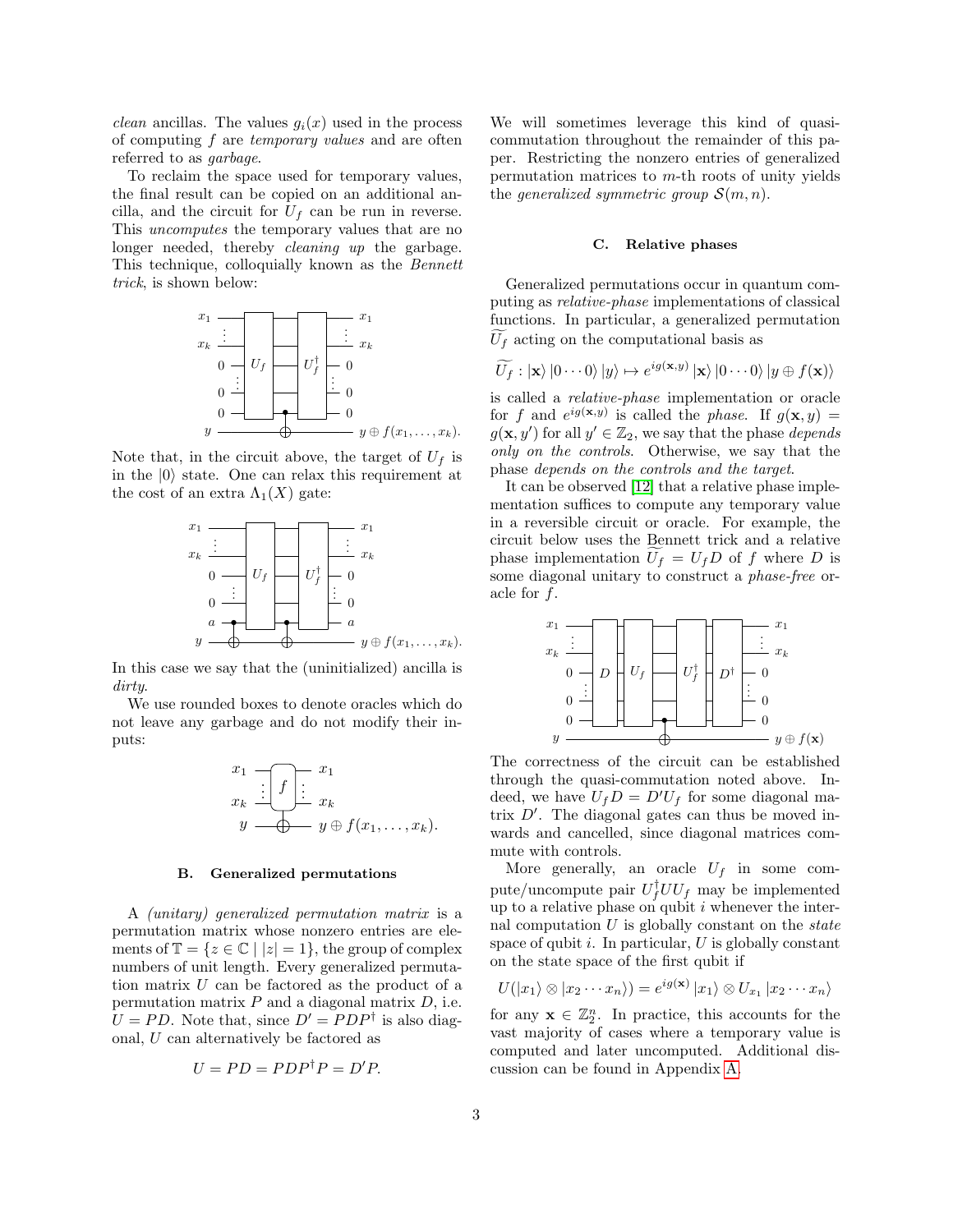*clean* ancillas. The values $g_i(x)$ used in the process of computing $f$ are *temporary values* and are often referred to as *garbage*.

To reclaim the space used for temporary values, the final result can be copied on an additional ancilla, and the circuit for $U_f$ can be run in reverse. This *uncomputes* the temporary values that are no longer needed, thereby *cleaning up* the garbage. This technique, colloquially known as the *Bennett trick*, is shown below:

Note that, in the circuit above, the target of $U_f$ is in the $|0\rangle$ state. One can relax this requirement at the cost of an extra $\Lambda_1(X)$ gate:

In this case we say that the (uninitialized) ancilla is *dirty*.

We use rounded boxes to denote oracles which do not leave any garbage and do not modify their inputs:

### B. Generalized permutations

A *(unitary) generalized permutation matrix* is a permutation matrix whose nonzero entries are elements of $\mathbb{T} = \{z \in \mathbb{C} \mid |z| = 1\}$, the group of complex numbers of unit length. Every generalized permutation matrix $U$ can be factored as the product of a permutation matrix $P$ and a diagonal matrix $D$, i.e. $U = PD$. Note that, since $D' = PDP^\dagger$ is also diagonal, $U$ can alternatively be factored as

$$U = PD = PDP^\dagger P = D'P.$$

We will sometimes leverage this kind of quasi-commutation throughout the remainder of this paper. Restricting the nonzero entries of generalized permutation matrices to $m$-th roots of unity yields the *generalized symmetric group* $\mathcal{S}(m, n)$.

### C. Relative phases

Generalized permutations occur in quantum computing as *relative-phase* implementations of classical functions. In particular, a generalized permutation $\widetilde{U_f}$ acting on the computational basis as

$$\widetilde{U_f} : |\mathbf{x}\rangle\,|0\cdots 0\rangle\,|y\rangle \mapsto e^{ig(\mathbf{x},y)}\,|\mathbf{x}\rangle\,|0\cdots 0\rangle\,|y \oplus f(\mathbf{x})\rangle$$

is called a *relative-phase* implementation or oracle for $f$ and $e^{ig(\mathbf{x},y)}$ is called the *phase*. If $g(\mathbf{x}, y) = g(\mathbf{x}, y')$ for all $y' \in \mathbb{Z}_2$, we say that the phase *depends only on the controls*. Otherwise, we say that the phase *depends on the controls and the target*.

It can be observed [12] that a relative phase implementation suffices to compute any temporary value in a reversible circuit or oracle. For example, the circuit below uses the Bennett trick and a relative phase implementation $\widetilde{U_f} = U_f D$ of $f$ where $D$ is some diagonal unitary to construct a *phase-free* oracle for $f$.

The correctness of the circuit can be established through the quasi-commutation noted above. Indeed, we have $U_f D = D' U_f$ for some diagonal matrix $D'$. The diagonal gates can thus be moved inwards and cancelled, since diagonal matrices commute with controls.

More generally, an oracle $U_f$ in some compute/uncompute pair $U_f^\dagger U U_f$ may be implemented up to a relative phase on qubit $i$ whenever the internal computation $U$ is globally constant on the *state* space of qubit $i$. In particular, $U$ is globally constant on the state space of the first qubit if

$$U(|x_1\rangle \otimes |x_2 \cdots x_n\rangle) = e^{ig(\mathbf{x})}\,|x_1\rangle \otimes U_{x_1}\,|x_2 \cdots x_n\rangle$$

for any $\mathbf{x} \in \mathbb{Z}_2^n$. In practice, this accounts for the vast majority of cases where a temporary value is computed and later uncomputed. Additional discussion can be found in Appendix A.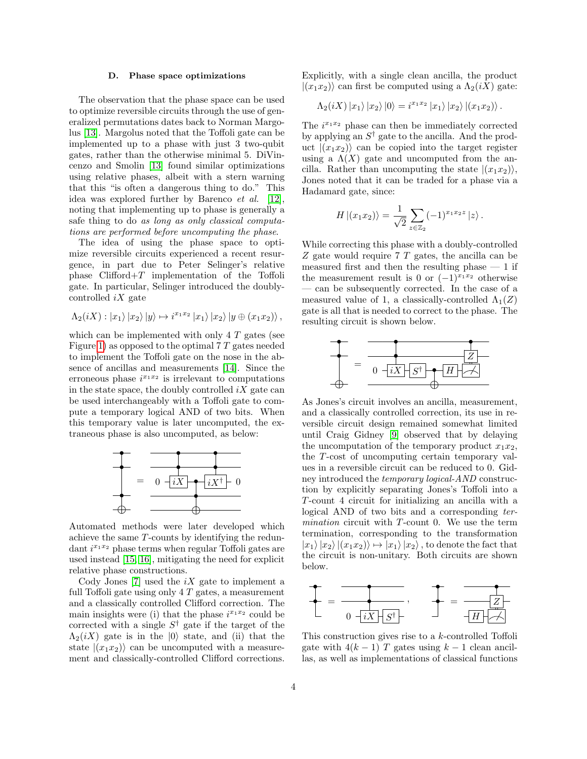### D. Phase space optimizations

The observation that the phase space can be used to optimize reversible circuits through the use of generalized permutations dates back to Norman Margolus [13]. Margolus noted that the Toffoli gate can be implemented up to a phase with just 3 two-qubit gates, rather than the otherwise minimal 5. DiVincenzo and Smolin [13] found similar optimizations using relative phases, albeit with a stern warning that this "is often a dangerous thing to do." This idea was explored further by Barenco *et al.* [12], noting that implementing up to phase is generally a safe thing to do *as long as only classical computations are performed before uncomputing the phase*.

The idea of using the phase space to optimize reversible circuits experienced a recent resurgence, in part due to Peter Selinger's relative phase Clifford+$T$ implementation of the Toffoli gate. In particular, Selinger introduced the doubly-controlled $iX$ gate

$$\Lambda_2(iX) : |x_1\rangle\,|x_2\rangle\,|y\rangle \mapsto i^{x_1x_2}\,|x_1\rangle\,|x_2\rangle\,|y \oplus (x_1x_2)\rangle\,,$$

which can be implemented with only 4 $T$ gates (see Figure 1) as opposed to the optimal 7 $T$ gates needed to implement the Toffoli gate on the nose in the absence of ancillas and measurements [14]. Since the erroneous phase $i^{x_1x_2}$ is irrelevant to computations in the state space, the doubly controlled $iX$ gate can be used interchangeably with a Toffoli gate to compute a temporary logical AND of two bits. When this temporary value is later uncomputed, the extraneous phase is also uncomputed, as below:

Automated methods were later developed which achieve the same $T$-counts by identifying the redundant $i^{x_1x_2}$ phase terms when regular Toffoli gates are used instead [15, 16], mitigating the need for explicit relative phase constructions.

Cody Jones [7] used the $iX$ gate to implement a full Toffoli gate using only 4 $T$ gates, a measurement and a classically controlled Clifford correction. The main insights were (i) that the phase $i^{x_1x_2}$ could be corrected with a single $S^\dagger$ gate if the target of the $\Lambda_2(iX)$ gate is in the $|0\rangle$ state, and (ii) that the state $|(x_1x_2)\rangle$ can be uncomputed with a measurement and classically-controlled Clifford corrections. Explicitly, with a single clean ancilla, the product $|(x_1x_2)\rangle$ can first be computed using a $\Lambda_2(iX)$ gate:

$$\Lambda_2(iX)\,|x_1\rangle\,|x_2\rangle\,|0\rangle = i^{x_1x_2}\,|x_1\rangle\,|x_2\rangle\,|(x_1x_2)\rangle\,.$$

The $i^{x_1x_2}$ phase can then be immediately corrected by applying an $S^\dagger$ gate to the ancilla. And the product $|(x_1x_2)\rangle$ can be copied into the target register using a $\Lambda(X)$ gate and uncomputed from the ancilla. Rather than uncomputing the state $|(x_1x_2)\rangle$, Jones noted that it can be traded for a phase via a Hadamard gate, since:

$$H\,|(x_1x_2)\rangle = \frac{1}{\sqrt{2}}\sum_{z\in\mathbb{Z}_2}(-1)^{x_1x_2z}\,|z\rangle\,.$$

While correcting this phase with a doubly-controlled $Z$ gate would require 7 $T$ gates, the ancilla can be measured first and then the resulting phase — 1 if the measurement result is 0 or $(-1)^{x_1x_2}$ otherwise — can be subsequently corrected. In the case of a measured value of 1, a classically-controlled $\Lambda_1(Z)$ gate is all that is needed to correct to the phase. The resulting circuit is shown below.

As Jones's circuit involves an ancilla, measurement, and a classically controlled correction, its use in reversible circuit design remained somewhat limited until Craig Gidney [9] observed that by delaying the uncomputation of the temporary product $x_1x_2$, the $T$-cost of uncomputing certain temporary values in a reversible circuit can be reduced to 0. Gidney introduced the *temporary logical-AND* construction by explicitly separating Jones's Toffoli into a $T$-count 4 circuit for initializing an ancilla with a logical AND of two bits and a corresponding *termination* circuit with $T$-count 0. We use the term termination, corresponding to the transformation $|x_1\rangle\,|x_2\rangle\,|(x_1x_2)\rangle \mapsto |x_1\rangle\,|x_2\rangle$, to denote the fact that the circuit is non-unitary. Both circuits are shown below.

This construction gives rise to a $k$-controlled Toffoli gate with $4(k-1)$ $T$ gates using $k-1$ clean ancillas, as well as implementations of classical functions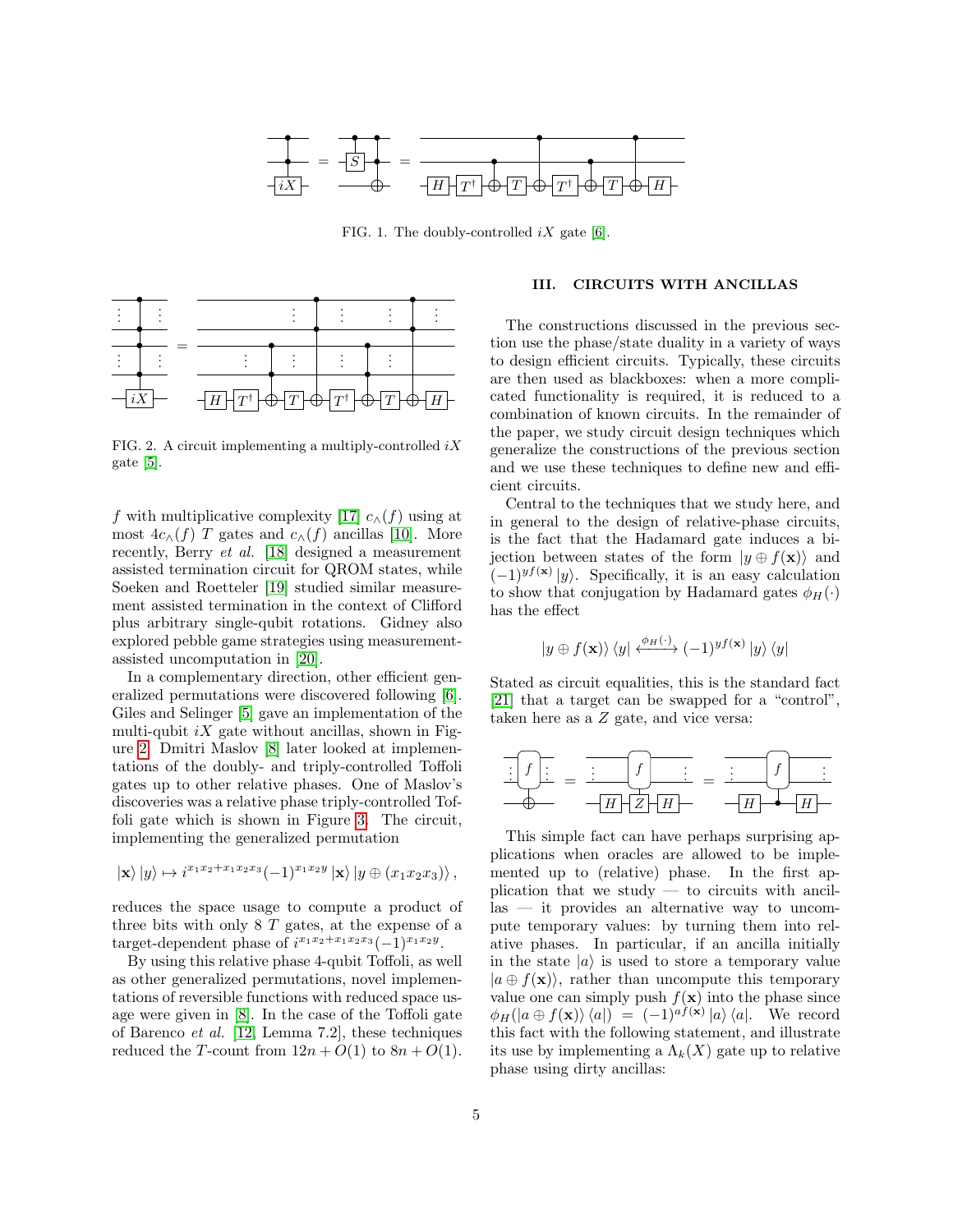FIG. 1. The doubly-controlled $iX$ gate [6].

FIG. 2. A circuit implementing a multiply-controlled $iX$ gate [5].

$f$ with multiplicative complexity [17] $c_\wedge(f)$ using at most $4c_\wedge(f)$ $T$ gates and $c_\wedge(f)$ ancillas [10]. More recently, Berry *et al.* [18] designed a measurement assisted termination circuit for QROM states, while Soeken and Roetteler [19] studied similar measurement assisted termination in the context of Clifford plus arbitrary single-qubit rotations. Gidney also explored pebble game strategies using measurement-assisted uncomputation in [20].

In a complementary direction, other efficient generalized permutations were discovered following [6]. Giles and Selinger [5] gave an implementation of the multi-qubit $iX$ gate without ancillas, shown in Figure 2. Dmitri Maslov [8] later looked at implementations of the doubly- and triply-controlled Toffoli gates up to other relative phases. One of Maslov's discoveries was a relative phase triply-controlled Toffoli gate which is shown in Figure 3. The circuit, implementing the generalized permutation

$$|\mathbf{x}\rangle\,|y\rangle \mapsto i^{x_1x_2+x_1x_2x_3}(-1)^{x_1x_2y}\,|\mathbf{x}\rangle\,|y\oplus(x_1x_2x_3)\rangle\,,$$

reduces the space usage to compute a product of three bits with only 8 $T$ gates, at the expense of a target-dependent phase of $i^{x_1x_2+x_1x_2x_3}(-1)^{x_1x_2y}$.

By using this relative phase 4-qubit Toffoli, as well as other generalized permutations, novel implementations of reversible functions with reduced space usage were given in [8]. In the case of the Toffoli gate of Barenco *et al.* [12, Lemma 7.2], these techniques reduced the $T$-count from $12n + O(1)$ to $8n + O(1)$.

## III. CIRCUITS WITH ANCILLAS

The constructions discussed in the previous section use the phase/state duality in a variety of ways to design efficient circuits. Typically, these circuits are then used as blackboxes: when a more complicated functionality is required, it is reduced to a combination of known circuits. In the remainder of the paper, we study circuit design techniques which generalize the constructions of the previous section and we use these techniques to define new and efficient circuits.

Central to the techniques that we study here, and in general to the design of relative-phase circuits, is the fact that the Hadamard gate induces a bijection between states of the form $|y\oplus f(\mathbf{x})\rangle$ and $(-1)^{yf(\mathbf{x})}\,|y\rangle$. Specifically, it is an easy calculation to show that conjugation by Hadamard gates $\phi_H(\cdot)$ has the effect

$$|y\oplus f(\mathbf{x})\rangle\,\langle y| \xleftrightarrow{\phi_H(\cdot)} (-1)^{yf(\mathbf{x})}\,|y\rangle\,\langle y|$$

Stated as circuit equalities, this is the standard fact [21] that a target can be swapped for a "control", taken here as a $Z$ gate, and vice versa:

This simple fact can have perhaps surprising applications when oracles are allowed to be implemented up to (relative) phase. In the first application that we study — to circuits with ancillas — it provides an alternative way to uncompute temporary values: by turning them into relative phases. In particular, if an ancilla initially in the state $|a\rangle$ is used to store a temporary value $|a\oplus f(\mathbf{x})\rangle$, rather than uncompute this temporary value one can simply push $f(\mathbf{x})$ into the phase since $\phi_H(|a\oplus f(\mathbf{x})\rangle\,\langle a|) = (-1)^{af(\mathbf{x})}\,|a\rangle\,\langle a|$. We record this fact with the following statement, and illustrate its use by implementing a $\Lambda_k(X)$ gate up to relative phase using dirty ancillas: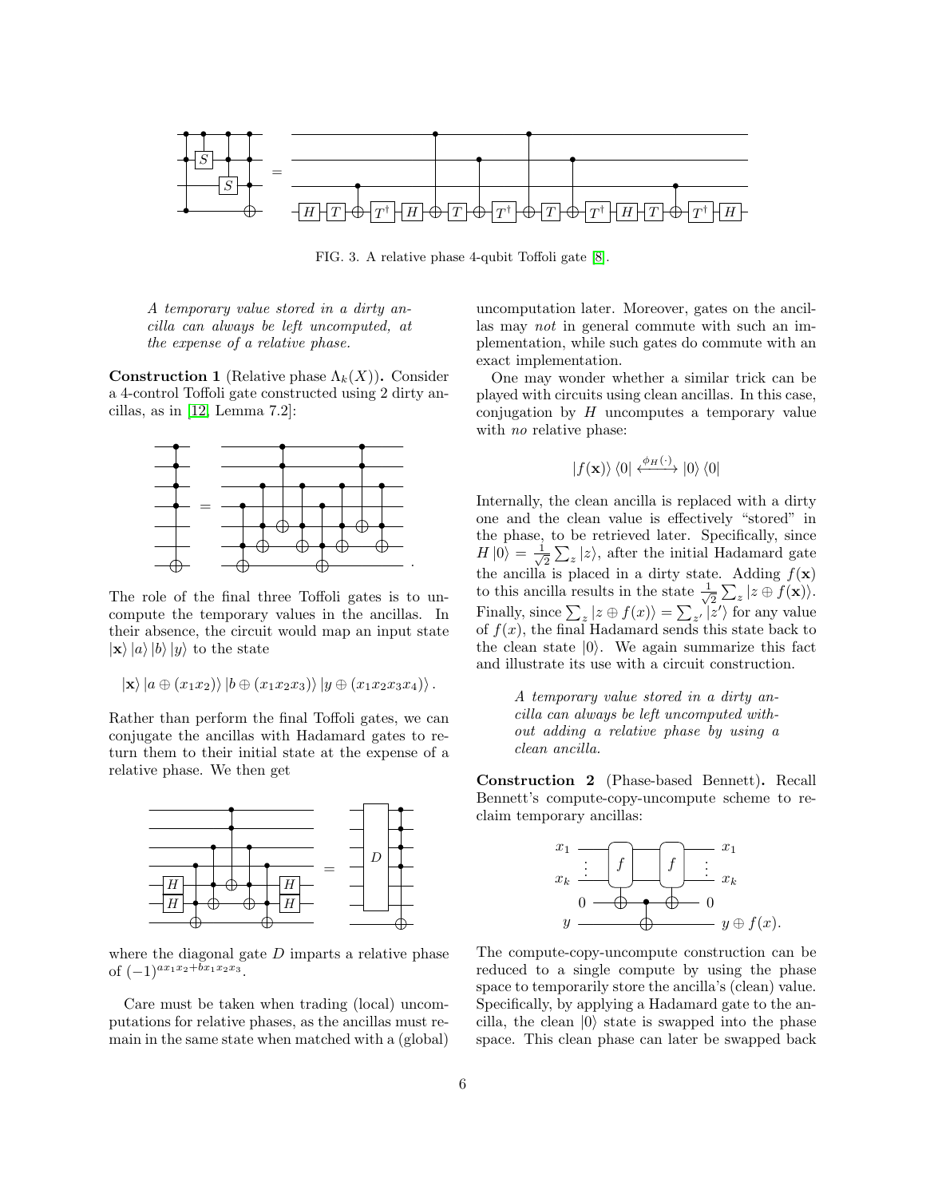FIG. 3. A relative phase 4-qubit Toffoli gate [8].

*A temporary value stored in a dirty ancilla can always be left uncomputed, at the expense of a relative phase.*

**Construction 1** (Relative phase $\Lambda_k(X)$)**.** Consider a 4-control Toffoli gate constructed using 2 dirty ancillas, as in [12, Lemma 7.2]:

The role of the final three Toffoli gates is to uncompute the temporary values in the ancillas. In their absence, the circuit would map an input state $|\mathbf{x}\rangle |a\rangle |b\rangle |y\rangle$ to the state

$$|\mathbf{x}\rangle |a \oplus (x_1x_2)\rangle |b \oplus (x_1x_2x_3)\rangle |y \oplus (x_1x_2x_3x_4)\rangle .$$

Rather than perform the final Toffoli gates, we can conjugate the ancillas with Hadamard gates to return them to their initial state at the expense of a relative phase. We then get

where the diagonal gate $D$ imparts a relative phase of $(-1)^{ax_1x_2+bx_1x_2x_3}$.

Care must be taken when trading (local) uncomputations for relative phases, as the ancillas must remain in the same state when matched with a (global) uncomputation later. Moreover, gates on the ancillas may *not* in general commute with such an implementation, while such gates do commute with an exact implementation.

One may wonder whether a similar trick can be played with circuits using clean ancillas. In this case, conjugation by $H$ uncomputes a temporary value with *no* relative phase:

$$|f(\mathbf{x})\rangle \langle 0| \xleftrightarrow{\phi_H(\cdot)} |0\rangle \langle 0|$$

Internally, the clean ancilla is replaced with a dirty one and the clean value is effectively "stored" in the phase, to be retrieved later. Specifically, since $H|0\rangle = \frac{1}{\sqrt{2}}\sum_z |z\rangle$, after the initial Hadamard gate the ancilla is placed in a dirty state. Adding $f(\mathbf{x})$ to this ancilla results in the state $\frac{1}{\sqrt{2}}\sum_z |z \oplus f(\mathbf{x})\rangle$. Finally, since $\sum_z |z \oplus f(x)\rangle = \sum_{z'} |z'\rangle$ for any value of $f(x)$, the final Hadamard sends this state back to the clean state $|0\rangle$. We again summarize this fact and illustrate its use with a circuit construction.

*A temporary value stored in a dirty ancilla can always be left uncomputed without adding a relative phase by using a clean ancilla.*

**Construction 2** (Phase-based Bennett)**.** Recall Bennett's compute-copy-uncompute scheme to reclaim temporary ancillas:

The compute-copy-uncompute construction can be reduced to a single compute by using the phase space to temporarily store the ancilla's (clean) value. Specifically, by applying a Hadamard gate to the ancilla, the clean $|0\rangle$ state is swapped into the phase space. This clean phase can later be swapped back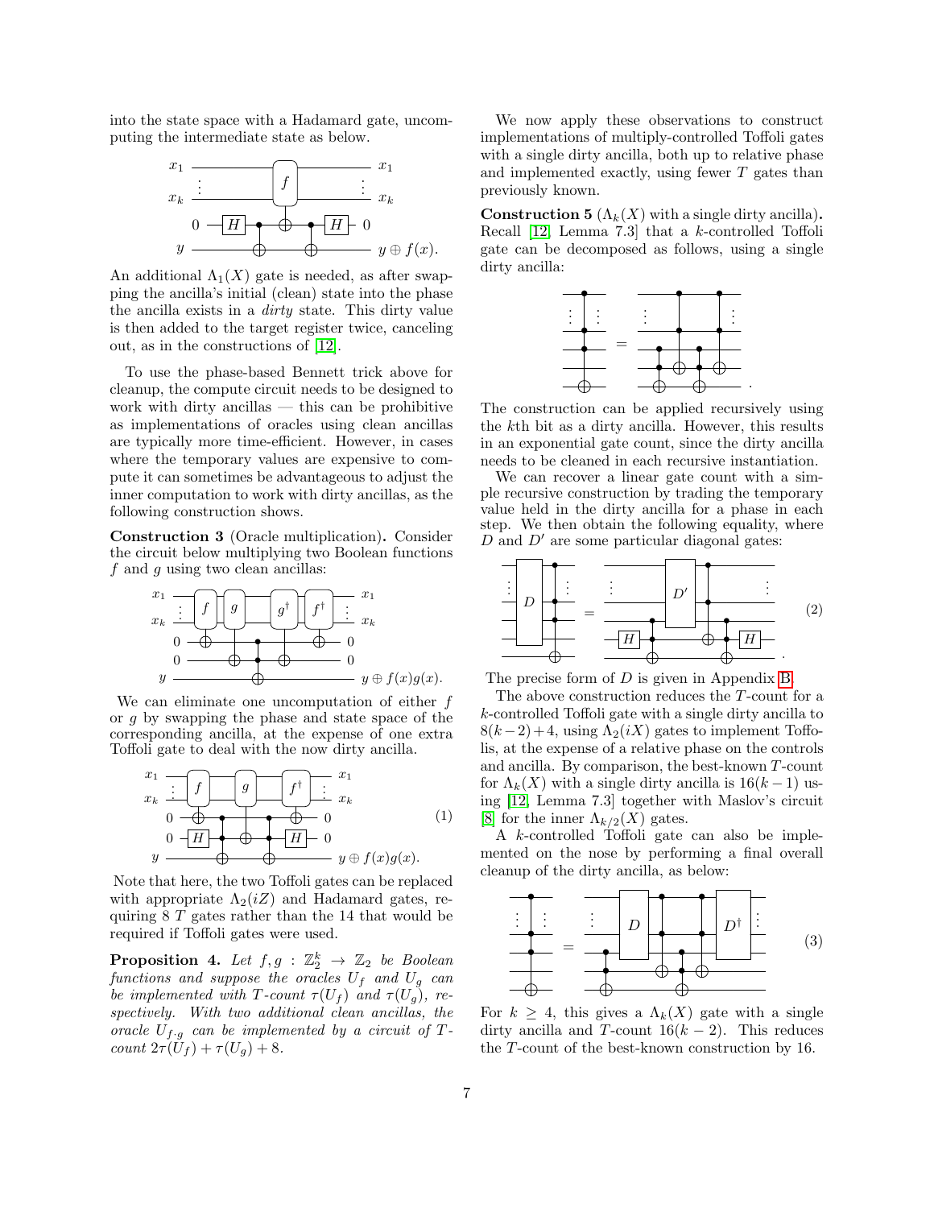into the state space with a Hadamard gate, uncomputing the intermediate state as below.

An additional $\Lambda_1(X)$ gate is needed, as after swapping the ancilla's initial (clean) state into the phase the ancilla exists in a *dirty* state. This dirty value is then added to the target register twice, canceling out, as in the constructions of [12].

To use the phase-based Bennett trick above for cleanup, the compute circuit needs to be designed to work with dirty ancillas — this can be prohibitive as implementations of oracles using clean ancillas are typically more time-efficient. However, in cases where the temporary values are expensive to compute it can sometimes be advantageous to adjust the inner computation to work with dirty ancillas, as the following construction shows.

**Construction 3** (Oracle multiplication)**.** Consider the circuit below multiplying two Boolean functions $f$ and $g$ using two clean ancillas:

We can eliminate one uncomputation of either $f$ or $g$ by swapping the phase and state space of the corresponding ancilla, at the expense of one extra Toffoli gate to deal with the now dirty ancilla.

$$(1)$$

Note that here, the two Toffoli gates can be replaced with appropriate $\Lambda_2(iZ)$ and Hadamard gates, requiring 8 $T$ gates rather than the 14 that would be required if Toffoli gates were used.

**Proposition 4.** *Let $f, g : \mathbb{Z}_2^k \to \mathbb{Z}_2$ be Boolean functions and suppose the oracles $U_f$ and $U_g$ can be implemented with $T$-count $\tau(U_f)$ and $\tau(U_g)$, respectively. With two additional clean ancillas, the oracle $U_{f\cdot g}$ can be implemented by a circuit of $T$-count $2\tau(U_f) + \tau(U_g) + 8$.*

We now apply these observations to construct implementations of multiply-controlled Toffoli gates with a single dirty ancilla, both up to relative phase and implemented exactly, using fewer $T$ gates than previously known.

**Construction 5** ($\Lambda_k(X)$ with a single dirty ancilla)**.** Recall [12, Lemma 7.3] that a $k$-controlled Toffoli gate can be decomposed as follows, using a single dirty ancilla:

The construction can be applied recursively using the $k$th bit as a dirty ancilla. However, this results in an exponential gate count, since the dirty ancilla needs to be cleaned in each recursive instantiation.

We can recover a linear gate count with a simple recursive construction by trading the temporary value held in the dirty ancilla for a phase in each step. We then obtain the following equality, where $D$ and $D'$ are some particular diagonal gates:

$$(2)$$

The precise form of $D$ is given in Appendix B.

The above construction reduces the $T$-count for a $k$-controlled Toffoli gate with a single dirty ancilla to $8(k-2)+4$, using $\Lambda_2(iX)$ gates to implement Toffolis, at the expense of a relative phase on the controls and ancilla. By comparison, the best-known $T$-count for $\Lambda_k(X)$ with a single dirty ancilla is $16(k-1)$ using [12, Lemma 7.3] together with Maslov's circuit [8] for the inner $\Lambda_{k/2}(X)$ gates.

A $k$-controlled Toffoli gate can also be implemented on the nose by performing a final overall cleanup of the dirty ancilla, as below:

$$(3)$$

For $k \geq 4$, this gives a $\Lambda_k(X)$ gate with a single dirty ancilla and $T$-count $16(k-2)$. This reduces the $T$-count of the best-known construction by 16.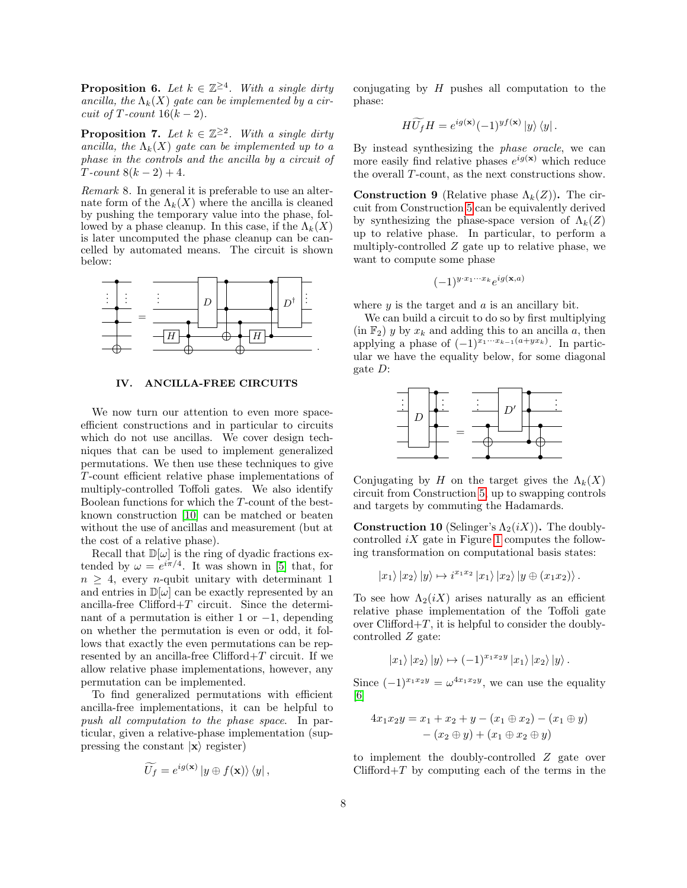**Proposition 6.** *Let $k \in \mathbb{Z}^{\geq 4}$. With a single dirty ancilla, the $\Lambda_k(X)$ gate can be implemented by a circuit of T-count $16(k-2)$.*

**Proposition 7.** *Let $k \in \mathbb{Z}^{\geq 2}$. With a single dirty ancilla, the $\Lambda_k(X)$ gate can be implemented up to a phase in the controls and the ancilla by a circuit of T-count $8(k-2)+4$.*

*Remark* 8. In general it is preferable to use an alternate form of the $\Lambda_k(X)$ where the ancilla is cleaned by pushing the temporary value into the phase, followed by a phase cleanup. In this case, if the $\Lambda_k(X)$ is later uncomputed the phase cleanup can be cancelled by automated means. The circuit is shown below:

## IV. ANCILLA-FREE CIRCUITS

We now turn our attention to even more space-efficient constructions and in particular to circuits which do not use ancillas. We cover design techniques that can be used to implement generalized permutations. We then use these techniques to give $T$-count efficient relative phase implementations of multiply-controlled Toffoli gates. We also identify Boolean functions for which the $T$-count of the best-known construction [10] can be matched or beaten without the use of ancillas and measurement (but at the cost of a relative phase).

Recall that $\mathbb{D}[\omega]$ is the ring of dyadic fractions extended by $\omega = e^{i\pi/4}$. It was shown in [5] that, for $n \geq 4$, every $n$-qubit unitary with determinant 1 and entries in $\mathbb{D}[\omega]$ can be exactly represented by an ancilla-free Clifford+$T$ circuit. Since the determinant of a permutation is either 1 or $-1$, depending on whether the permutation is even or odd, it follows that exactly the even permutations can be represented by an ancilla-free Clifford+$T$ circuit. If we allow relative phase implementations, however, any permutation can be implemented.

To find generalized permutations with efficient ancilla-free implementations, it can be helpful to *push all computation to the phase space*. In particular, given a relative-phase implementation (suppressing the constant $|\mathbf{x}\rangle$ register)

$$\widetilde{U_f} = e^{ig(\mathbf{x})}\,|y \oplus f(\mathbf{x})\rangle\,\langle y|\,,$$

conjugating by $H$ pushes all computation to the phase:

$$H\widetilde{U_f}H = e^{ig(\mathbf{x})}(-1)^{yf(\mathbf{x})}\,|y\rangle\,\langle y|\,.$$

By instead synthesizing the *phase oracle*, we can more easily find relative phases $e^{ig(\mathbf{x})}$ which reduce the overall $T$-count, as the next constructions show.

**Construction 9** (Relative phase $\Lambda_k(Z)$)**.** The circuit from Construction 5 can be equivalently derived by synthesizing the phase-space version of $\Lambda_k(Z)$ up to relative phase. In particular, to perform a multiply-controlled $Z$ gate up to relative phase, we want to compute some phase

$$(-1)^{y\cdot x_1 \cdots x_k} e^{ig(\mathbf{x},a)}$$

where $y$ is the target and $a$ is an ancillary bit.

We can build a circuit to do so by first multiplying (in $\mathbb{F}_2$) $y$ by $x_k$ and adding this to an ancilla $a$, then applying a phase of $(-1)^{x_1\cdots x_{k-1}(a+yx_k)}$. In particular we have the equality below, for some diagonal gate $D$:

Conjugating by $H$ on the target gives the $\Lambda_k(X)$ circuit from Construction 5, up to swapping controls and targets by commuting the Hadamards.

**Construction 10** (Selinger's $\Lambda_2(iX)$)**.** The doubly-controlled $iX$ gate in Figure 1 computes the following transformation on computational basis states:

$$|x_1\rangle\,|x_2\rangle\,|y\rangle \mapsto i^{x_1x_2}\,|x_1\rangle\,|x_2\rangle\,|y \oplus (x_1x_2)\rangle\,.$$

To see how $\Lambda_2(iX)$ arises naturally as an efficient relative phase implementation of the Toffoli gate over Clifford+$T$, it is helpful to consider the doubly-controlled $Z$ gate:

$$|x_1\rangle\,|x_2\rangle\,|y\rangle \mapsto (-1)^{x_1x_2y}\,|x_1\rangle\,|x_2\rangle\,|y\rangle\,.$$

Since $(-1)^{x_1x_2y} = \omega^{4x_1x_2y}$, we can use the equality [6]

$$\begin{aligned} 4x_1x_2y = x_1 + x_2 + y - (x_1 \oplus x_2) - (x_1 \oplus y) \\ - (x_2 \oplus y) + (x_1 \oplus x_2 \oplus y) \end{aligned}$$

to implement the doubly-controlled $Z$ gate over Clifford+$T$ by computing each of the terms in the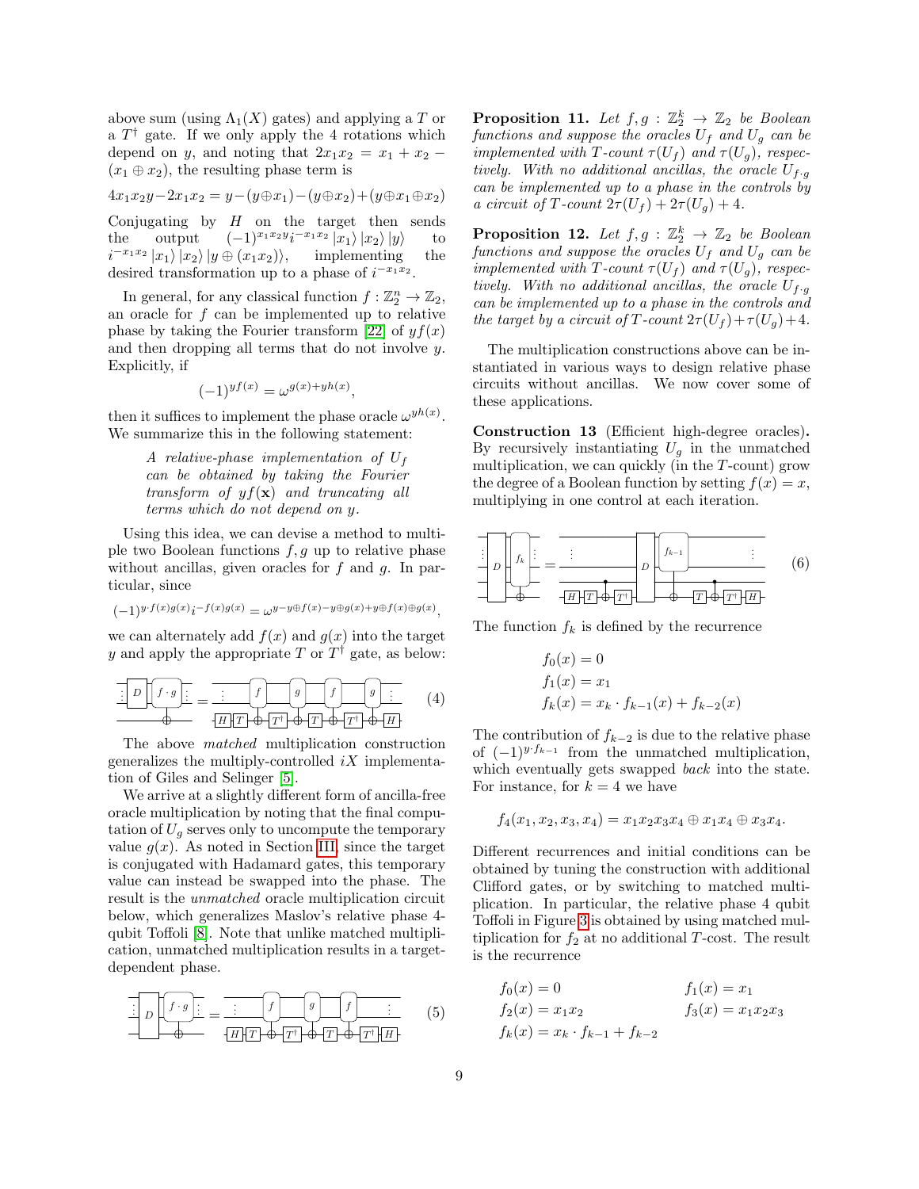above sum (using $\Lambda_1(X)$ gates) and applying a $T$ or a $T^\dagger$ gate. If we only apply the 4 rotations which depend on $y$, and noting that $2x_1x_2 = x_1 + x_2 - (x_1 \oplus x_2)$, the resulting phase term is

$$4x_1x_2y - 2x_1x_2 = y - (y\oplus x_1) - (y \oplus x_2) + (y \oplus x_1 \oplus x_2)$$

Conjugating by $H$ on the target then sends the output $(-1)^{x_1x_2y} i^{-x_1x_2} |x_1\rangle |x_2\rangle |y\rangle$ to $i^{-x_1x_2} |x_1\rangle |x_2\rangle |y \oplus (x_1x_2)\rangle$, implementing the desired transformation up to a phase of $i^{-x_1x_2}$.

In general, for any classical function $f : \mathbb{Z}_2^n \to \mathbb{Z}_2$, an oracle for $f$ can be implemented up to relative phase by taking the Fourier transform [22] of $yf(x)$ and then dropping all terms that do not involve $y$. Explicitly, if

$$(-1)^{yf(x)} = \omega^{g(x)+yh(x)},$$

then it suffices to implement the phase oracle $\omega^{yh(x)}$. We summarize this in the following statement:

> *A relative-phase implementation of $U_f$ can be obtained by taking the Fourier transform of $yf(\mathbf{x})$ and truncating all terms which do not depend on $y$.*

Using this idea, we can devise a method to multiple two Boolean functions $f, g$ up to relative phase without ancillas, given oracles for $f$ and $g$. In particular, since

$$(-1)^{y \cdot f(x)g(x)} i^{-f(x)g(x)} = \omega^{y - y\oplus f(x) - y \oplus g(x) + y \oplus f(x) \oplus g(x)},$$

we can alternately add $f(x)$ and $g(x)$ into the target $y$ and apply the appropriate $T$ or $T^\dagger$ gate, as below:

$$(4)$$

The above *matched* multiplication construction generalizes the multiply-controlled $iX$ implementation of Giles and Selinger [5].

We arrive at a slightly different form of ancilla-free oracle multiplication by noting that the final computation of $U_g$ serves only to uncompute the temporary value $g(x)$. As noted in Section III, since the target is conjugated with Hadamard gates, this temporary value can instead be swapped into the phase. The result is the *unmatched* oracle multiplication circuit below, which generalizes Maslov's relative phase 4-qubit Toffoli [8]. Note that unlike matched multiplication, unmatched multiplication results in a target-dependent phase.

$$(5)$$

**Proposition 11.** *Let $f, g : \mathbb{Z}_2^k \to \mathbb{Z}_2$ be Boolean functions and suppose the oracles $U_f$ and $U_g$ can be implemented with $T$-count $\tau(U_f)$ and $\tau(U_g)$, respectively. With no additional ancillas, the oracle $U_{f \cdot g}$ can be implemented up to a phase in the controls by a circuit of $T$-count $2\tau(U_f) + 2\tau(U_g) + 4$.*

**Proposition 12.** *Let $f, g : \mathbb{Z}_2^k \to \mathbb{Z}_2$ be Boolean functions and suppose the oracles $U_f$ and $U_g$ can be implemented with $T$-count $\tau(U_f)$ and $\tau(U_g)$, respectively. With no additional ancillas, the oracle $U_{f \cdot g}$ can be implemented up to a phase in the controls and the target by a circuit of $T$-count $2\tau(U_f) + \tau(U_g) + 4$.*

The multiplication constructions above can be instantiated in various ways to design relative phase circuits without ancillas. We now cover some of these applications.

**Construction 13** (Efficient high-degree oracles)**.** By recursively instantiating $U_g$ in the unmatched multiplication, we can quickly (in the $T$-count) grow the degree of a Boolean function by setting $f(x) = x$, multiplying in one control at each iteration.

$$(6)$$

The function $f_k$ is defined by the recurrence

$$f_0(x) = 0$$
$$f_1(x) = x_1$$
$$f_k(x) = x_k \cdot f_{k-1}(x) + f_{k-2}(x)$$

The contribution of $f_{k-2}$ is due to the relative phase of $(-1)^{y \cdot f_{k-1}}$ from the unmatched multiplication, which eventually gets swapped *back* into the state. For instance, for $k = 4$ we have

$$f_4(x_1, x_2, x_3, x_4) = x_1x_2x_3x_4 \oplus x_1x_4 \oplus x_3x_4.$$

Different recurrences and initial conditions can be obtained by tuning the construction with additional Clifford gates, or by switching to matched multiplication. In particular, the relative phase 4 qubit Toffoli in Figure 3 is obtained by using matched multiplication for $f_2$ at no additional $T$-cost. The result is the recurrence

$$f_0(x) = 0 \qquad f_1(x) = x_1$$
$$f_2(x) = x_1x_2 \qquad f_3(x) = x_1x_2x_3$$
$$f_k(x) = x_k \cdot f_{k-1} + f_{k-2}$$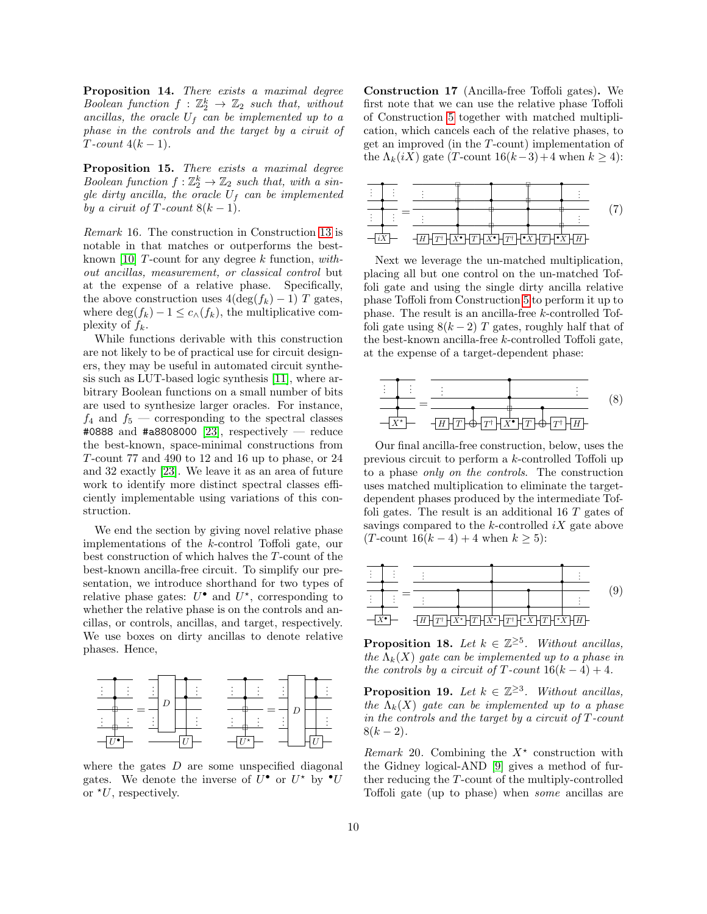**Proposition 14.** *There exists a maximal degree Boolean function $f : \mathbb{Z}_2^k \to \mathbb{Z}_2$ such that, without ancillas, the oracle $U_f$ can be implemented up to a phase in the controls and the target by a ciruit of $T$-count $4(k-1)$.*

**Proposition 15.** *There exists a maximal degree Boolean function $f : \mathbb{Z}_2^k \to \mathbb{Z}_2$ such that, with a single dirty ancilla, the oracle $U_f$ can be implemented by a ciruit of $T$-count $8(k-1)$.*

*Remark* 16. The construction in Construction 13 is notable in that matches or outperforms the best-known [10] $T$-count for any degree $k$ function, *without ancillas, measurement, or classical control* but at the expense of a relative phase. Specifically, the above construction uses $4(\deg(f_k) - 1)$ $T$ gates, where $\deg(f_k) - 1 \leq c_\wedge(f_k)$, the multiplicative complexity of $f_k$.

While functions derivable with this construction are not likely to be of practical use for circuit designers, they may be useful in automated circuit synthesis such as LUT-based logic synthesis [11], where arbitrary Boolean functions on a small number of bits are used to synthesize larger oracles. For instance, $f_4$ and $f_5$ — corresponding to the spectral classes #0888 and #a8808000 [23], respectively — reduce the best-known, space-minimal constructions from $T$-count 77 and 490 to 12 and 16 up to phase, or 24 and 32 exactly [23]. We leave it as an area of future work to identify more distinct spectral classes efficiently implementable using variations of this construction.

We end the section by giving novel relative phase implementations of the $k$-control Toffoli gate, our best construction of which halves the $T$-count of the best-known ancilla-free circuit. To simplify our presentation, we introduce shorthand for two types of relative phase gates: $U^\bullet$ and $U^\star$, corresponding to whether the relative phase is on the controls and ancillas, or controls, ancillas, and target, respectively. We use boxes on dirty ancillas to denote relative phases. Hence,

where the gates $D$ are some unspecified diagonal gates. We denote the inverse of $U^\bullet$ or $U^\star$ by ${}^\bullet U$ or ${}^\star U$, respectively.

**Construction 17** (Ancilla-free Toffoli gates)**.** We first note that we can use the relative phase Toffoli of Construction 5 together with matched multiplication, which cancels each of the relative phases, to get an improved (in the $T$-count) implementation of the $\Lambda_k(iX)$ gate ($T$-count $16(k-3)+4$ when $k \geq 4$):

$$(7)$$

Next we leverage the un-matched multiplication, placing all but one control on the un-matched Toffoli gate and using the single dirty ancilla relative phase Toffoli from Construction 5 to perform it up to phase. The result is an ancilla-free $k$-controlled Toffoli gate using $8(k-2)$ $T$ gates, roughly half that of the best-known ancilla-free $k$-controlled Toffoli gate, at the expense of a target-dependent phase:

$$(8)$$

Our final ancilla-free construction, below, uses the previous circuit to perform a $k$-controlled Toffoli up to a phase *only on the controls.* The construction uses matched multiplication to eliminate the target-dependent phases produced by the intermediate Toffoli gates. The result is an additional 16 $T$ gates of savings compared to the $k$-controlled $iX$ gate above ($T$-count $16(k-4)+4$ when $k \geq 5$):

$$(9)$$

**Proposition 18.** *Let $k \in \mathbb{Z}^{\geq 5}$. Without ancillas, the $\Lambda_k(X)$ gate can be implemented up to a phase in the controls by a circuit of $T$-count $16(k-4)+4$.*

**Proposition 19.** *Let $k \in \mathbb{Z}^{\geq 3}$. Without ancillas, the $\Lambda_k(X)$ gate can be implemented up to a phase in the controls and the target by a circuit of $T$-count $8(k-2)$.*

*Remark* 20. Combining the $X^\star$ construction with the Gidney logical-AND [9] gives a method of further reducing the $T$-count of the multiply-controlled Toffoli gate (up to phase) when *some* ancillas are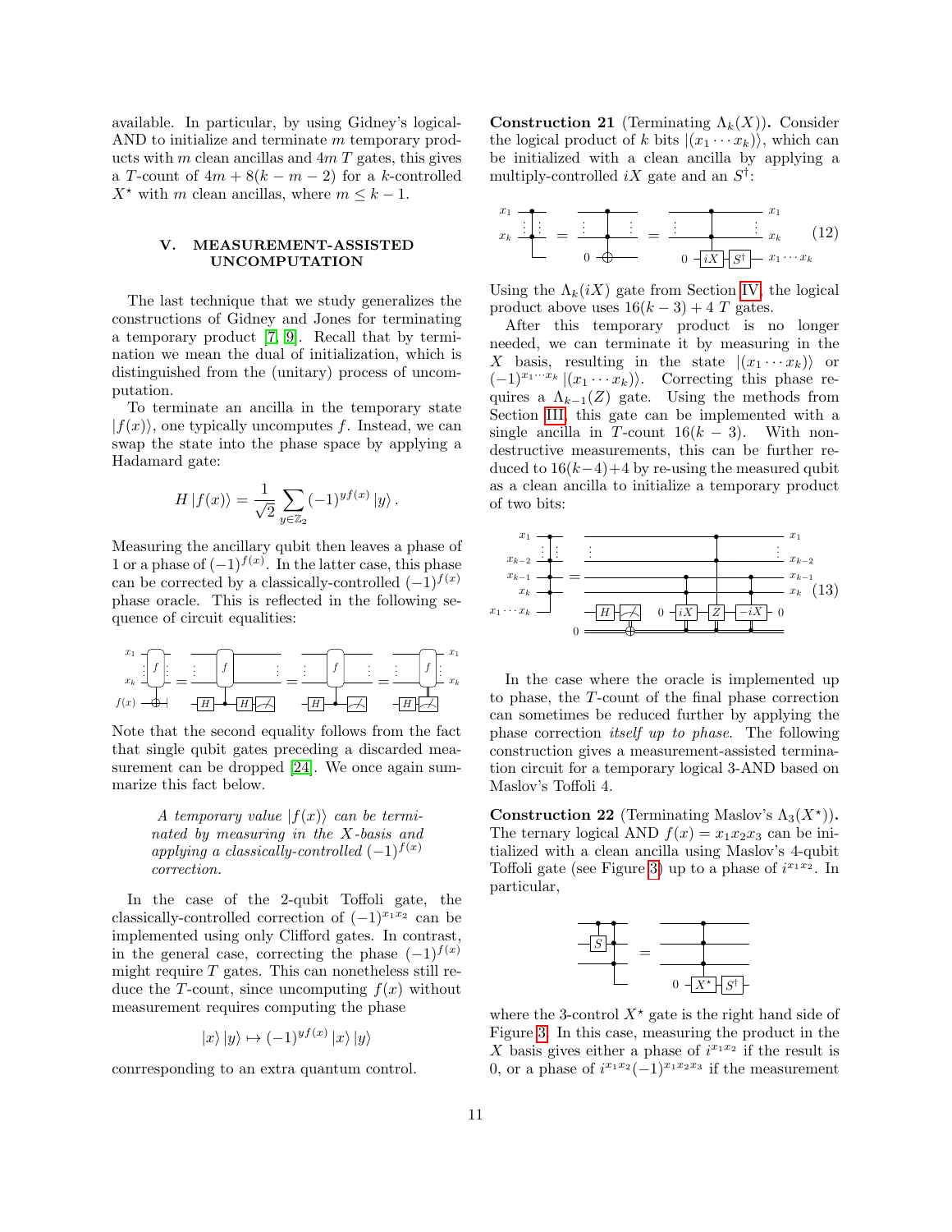available. In particular, by using Gidney's logical-AND to initialize and terminate $m$ temporary products with $m$ clean ancillas and $4m$ $T$ gates, this gives a $T$-count of $4m + 8(k - m - 2)$ for a $k$-controlled $X^\star$ with $m$ clean ancillas, where $m \leq k - 1$.

## V. MEASUREMENT-ASSISTED UNCOMPUTATION

The last technique that we study generalizes the constructions of Gidney and Jones for terminating a temporary product [7, 9]. Recall that by termination we mean the dual of initialization, which is distinguished from the (unitary) process of uncomputation.

To terminate an ancilla in the temporary state $|f(x)\rangle$, one typically uncomputes $f$. Instead, we can swap the state into the phase space by applying a Hadamard gate:

$$H\,|f(x)\rangle = \frac{1}{\sqrt{2}} \sum_{y \in \mathbb{Z}_2} (-1)^{yf(x)}\,|y\rangle\,.$$

Measuring the ancillary qubit then leaves a phase of 1 or a phase of $(-1)^{f(x)}$. In the latter case, this phase can be corrected by a classically-controlled $(-1)^{f(x)}$ phase oracle. This is reflected in the following sequence of circuit equalities:

Note that the second equality follows from the fact that single qubit gates preceding a discarded measurement can be dropped [24]. We once again summarize this fact below.

> *A temporary value $|f(x)\rangle$ can be terminated by measuring in the $X$-basis and applying a classically-controlled $(-1)^{f(x)}$ correction.*

In the case of the 2-qubit Toffoli gate, the classically-controlled correction of $(-1)^{x_1x_2}$ can be implemented using only Clifford gates. In contrast, in the general case, correcting the phase $(-1)^{f(x)}$ might require $T$ gates. This can nonetheless still reduce the $T$-count, since uncomputing $f(x)$ without measurement requires computing the phase

$$|x\rangle\,|y\rangle \mapsto (-1)^{yf(x)}\,|x\rangle\,|y\rangle$$

conrresponding to an extra quantum control.

**Construction 21** (Terminating $\Lambda_k(X)$)**.** Consider the logical product of $k$ bits $|(x_1 \cdots x_k)\rangle$, which can be initialized with a clean ancilla by applying a multiply-controlled $iX$ gate and an $S^\dagger$:

$$(12)$$

Using the $\Lambda_k(iX)$ gate from Section IV, the logical product above uses $16(k-3)+4$ $T$ gates.

After this temporary product is no longer needed, we can terminate it by measuring in the $X$ basis, resulting in the state $|(x_1 \cdots x_k)\rangle$ or $(-1)^{x_1 \cdots x_k}\,|(x_1 \cdots x_k)\rangle$. Correcting this phase requires a $\Lambda_{k-1}(Z)$ gate. Using the methods from Section III, this gate can be implemented with a single ancilla in $T$-count $16(k-3)$. With non-destructive measurements, this can be further reduced to $16(k-4)+4$ by re-using the measured qubit as a clean ancilla to initialize a temporary product of two bits:

$$(13)$$

In the case where the oracle is implemented up to phase, the $T$-count of the final phase correction can sometimes be reduced further by applying the phase correction *itself up to phase*. The following construction gives a measurement-assisted termination circuit for a temporary logical 3-AND based on Maslov's Toffoli 4.

**Construction 22** (Terminating Maslov's $\Lambda_3(X^\star)$)**.** The ternary logical AND $f(x) = x_1x_2x_3$ can be initialized with a clean ancilla using Maslov's 4-qubit Toffoli gate (see Figure 3) up to a phase of $i^{x_1x_2}$. In particular,

where the 3-control $X^\star$ gate is the right hand side of Figure 3. In this case, measuring the product in the $X$ basis gives either a phase of $i^{x_1x_2}$ if the result is 0, or a phase of $i^{x_1x_2}(-1)^{x_1x_2x_3}$ if the measurement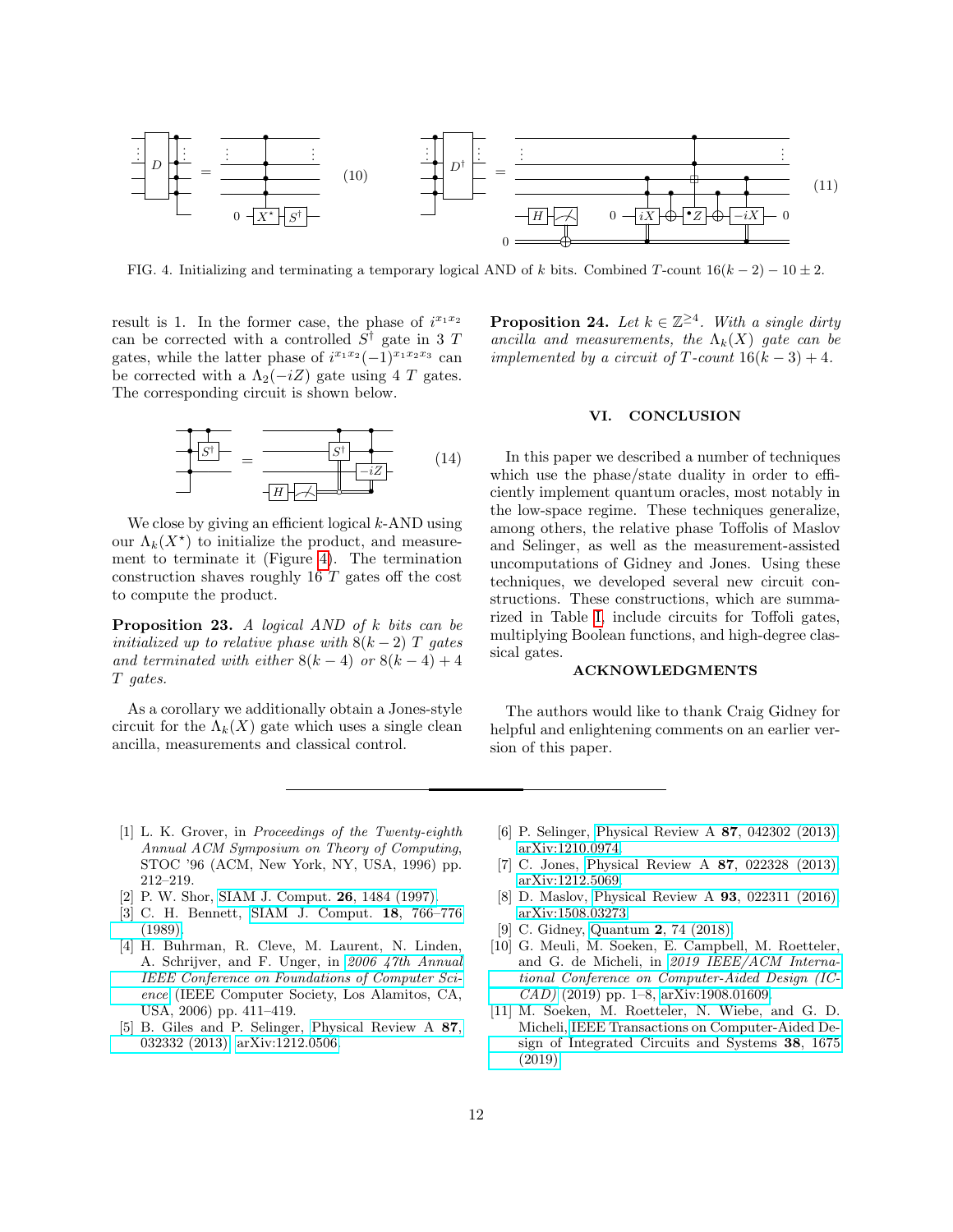(10)

(11)

FIG. 4. Initializing and terminating a temporary logical AND of $k$ bits. Combined $T$-count $16(k-2) - 10 \pm 2$.

result is 1. In the former case, the phase of $i^{x_1 x_2}$ can be corrected with a controlled $S^\dagger$ gate in 3 $T$ gates, while the latter phase of $i^{x_1 x_2}(-1)^{x_1 x_2 x_3}$ can be corrected with a $\Lambda_2(-iZ)$ gate using 4 $T$ gates. The corresponding circuit is shown below.

(14)

We close by giving an efficient logical $k$-AND using our $\Lambda_k(X^\star)$ to initialize the product, and measurement to terminate it (Figure 4). The termination construction shaves roughly 16 $T$ gates off the cost to compute the product.

**Proposition 23.** *A logical AND of $k$ bits can be initialized up to relative phase with $8(k-2)$ $T$ gates and terminated with either $8(k-4)$ or $8(k-4)+4$ $T$ gates.*

As a corollary we additionally obtain a Jones-style circuit for the $\Lambda_k(X)$ gate which uses a single clean ancilla, measurements and classical control.

**Proposition 24.** *Let $k \in \mathbb{Z}^{\geq 4}$. With a single dirty ancilla and measurements, the $\Lambda_k(X)$ gate can be implemented by a circuit of $T$-count $16(k-3)+4$.*

## VI. CONCLUSION

In this paper we described a number of techniques which use the phase/state duality in order to efficiently implement quantum oracles, most notably in the low-space regime. These techniques generalize, among others, the relative phase Toffolis of Maslov and Selinger, as well as the measurement-assisted uncomputations of Gidney and Jones. Using these techniques, we developed several new circuit constructions. These constructions, which are summarized in Table I, include circuits for Toffoli gates, multiplying Boolean functions, and high-degree classical gates.

## ACKNOWLEDGMENTS

The authors would like to thank Craig Gidney for helpful and enlightening comments on an earlier version of this paper.

---

[1] L. K. Grover, in *Proceedings of the Twenty-eighth Annual ACM Symposium on Theory of Computing*, STOC '96 (ACM, New York, NY, USA, 1996) pp. 212–219.

[2] P. W. Shor, SIAM J. Comput. **26**, 1484 (1997).

[3] C. H. Bennett, SIAM J. Comput. **18**, 766–776 (1989).

[4] H. Buhrman, R. Cleve, M. Laurent, N. Linden, A. Schrijver, and F. Unger, in *2006 47th Annual IEEE Conference on Foundations of Computer Science* (IEEE Computer Society, Los Alamitos, CA, USA, 2006) pp. 411–419.

[5] B. Giles and P. Selinger, Physical Review A **87**, 032332 (2013), arXiv:1212.0506.

[6] P. Selinger, Physical Review A **87**, 042302 (2013), arXiv:1210.0974.

[7] C. Jones, Physical Review A **87**, 022328 (2013), arXiv:1212.5069.

[8] D. Maslov, Physical Review A **93**, 022311 (2016), arXiv:1508.03273.

[9] C. Gidney, Quantum **2**, 74 (2018).

[10] G. Meuli, M. Soeken, E. Campbell, M. Roetteler, and G. de Micheli, in *2019 IEEE/ACM International Conference on Computer-Aided Design (ICCAD)* (2019) pp. 1–8, arXiv:1908.01609.

[11] M. Soeken, M. Roetteler, N. Wiebe, and G. D. Micheli, IEEE Transactions on Computer-Aided Design of Integrated Circuits and Systems **38**, 1675 (2019).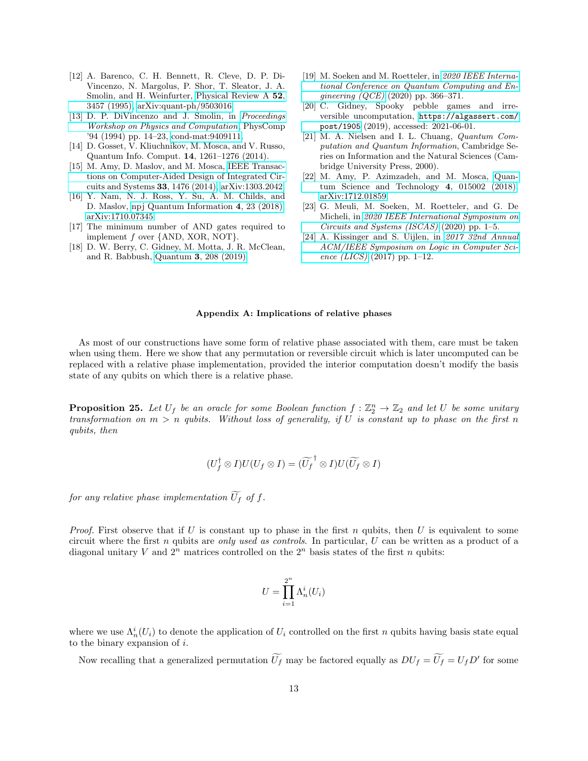[12] A. Barenco, C. H. Bennett, R. Cleve, D. P. DiVincenzo, N. Margolus, P. Shor, T. Sleator, J. A. Smolin, and H. Weinfurter, Physical Review A **52**, 3457 (1995), arXiv:quant-ph/9503016.

[13] D. P. DiVincenzo and J. Smolin, in *Proceedings Workshop on Physics and Computation*, PhysComp '94 (1994) pp. 14–23, cond-mat:9409111.

[14] D. Gosset, V. Kliuchnikov, M. Mosca, and V. Russo, Quantum Info. Comput. **14**, 1261–1276 (2014).

[15] M. Amy, D. Maslov, and M. Mosca, IEEE Transactions on Computer-Aided Design of Integrated Circuits and Systems **33**, 1476 (2014), arXiv:1303.2042.

[16] Y. Nam, N. J. Ross, Y. Su, A. M. Childs, and D. Maslov, npj Quantum Information **4**, 23 (2018), arXiv:1710.07345.

[17] The minimum number of AND gates required to implement $f$ over {AND, XOR, NOT}.

[18] D. W. Berry, C. Gidney, M. Motta, J. R. McClean, and R. Babbush, Quantum **3**, 208 (2019).

[19] M. Soeken and M. Roetteler, in *2020 IEEE International Conference on Quantum Computing and Engineering (QCE)* (2020) pp. 366–371.

[20] C. Gidney, Spooky pebble games and irreversible uncomputation, https://algassert.com/post/1905 (2019), accessed: 2021-06-01.

[21] M. A. Nielsen and I. L. Chuang, *Quantum Computation and Quantum Information*, Cambridge Series on Information and the Natural Sciences (Cambridge University Press, 2000).

[22] M. Amy, P. Azimzadeh, and M. Mosca, Quantum Science and Technology **4**, 015002 (2018), arXiv:1712.01859.

[23] G. Meuli, M. Soeken, M. Roetteler, and G. De Micheli, in *2020 IEEE International Symposium on Circuits and Systems (ISCAS)* (2020) pp. 1–5.

[24] A. Kissinger and S. Uijlen, in *2017 32nd Annual ACM/IEEE Symposium on Logic in Computer Science (LICS)* (2017) pp. 1–12.

## Appendix A: Implications of relative phases

As most of our constructions have some form of relative phase associated with them, care must be taken when using them. Here we show that any permutation or reversible circuit which is later uncomputed can be replaced with a relative phase implementation, provided the interior computation doesn't modify the basis state of any qubits on which there is a relative phase.

**Proposition 25.** *Let $U_f$ be an oracle for some Boolean function $f : \mathbb{Z}_2^n \to \mathbb{Z}_2$ and let $U$ be some unitary transformation on $m > n$ qubits. Without loss of generality, if $U$ is constant up to phase on the first $n$ qubits, then*

$$(U_f^\dagger \otimes I)U(U_f \otimes I) = (\widetilde{U_f}^\dagger \otimes I)U(\widetilde{U_f} \otimes I)$$

*for any relative phase implementation $\widetilde{U_f}$ of $f$.*

*Proof.* First observe that if $U$ is constant up to phase in the first $n$ qubits, then $U$ is equivalent to some circuit where the first $n$ qubits are *only used as controls*. In particular, $U$ can be written as a product of a diagonal unitary $V$ and $2^n$ matrices controlled on the $2^n$ basis states of the first $n$ qubits:

$$U = \prod_{i=1}^{2^n} \Lambda_n^i(U_i)$$

where we use $\Lambda_n^i(U_i)$ to denote the application of $U_i$ controlled on the first $n$ qubits having basis state equal to the binary expansion of $i$.

Now recalling that a generalized permutation $\widetilde{U_f}$ may be factored equally as $DU_f = \widetilde{U_f} = U_f D'$ for some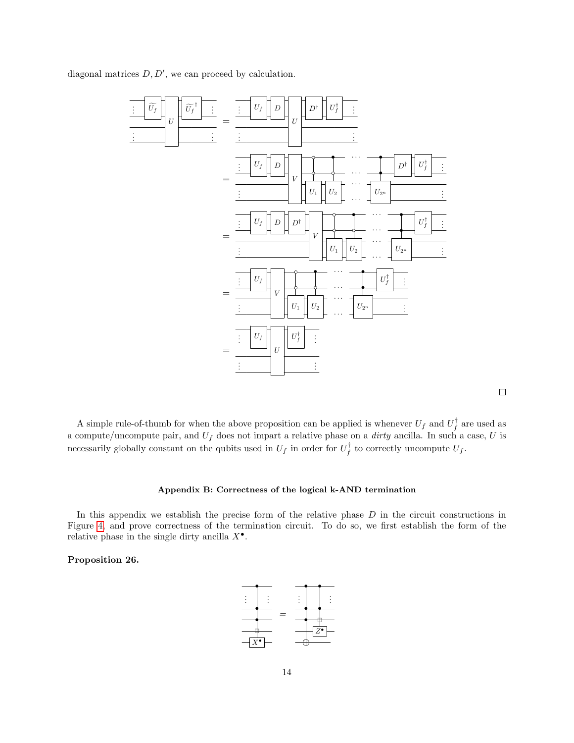diagonal matrices $D, D'$, we can proceed by calculation.

□

A simple rule-of-thumb for when the above proposition can be applied is whenever $U_f$ and $U_f^\dagger$ are used as a compute/uncompute pair, and $U_f$ does not impart a relative phase on a *dirty* ancilla. In such a case, $U$ is necessarily globally constant on the qubits used in $U_f$ in order for $U_f^\dagger$ to correctly uncompute $U_f$.

### Appendix B: Correctness of the logical k-AND termination

In this appendix we establish the precise form of the relative phase $D$ in the circuit constructions in Figure 4, and prove correctness of the termination circuit. To do so, we first establish the form of the relative phase in the single dirty ancilla $X^\bullet$.

**Proposition 26.**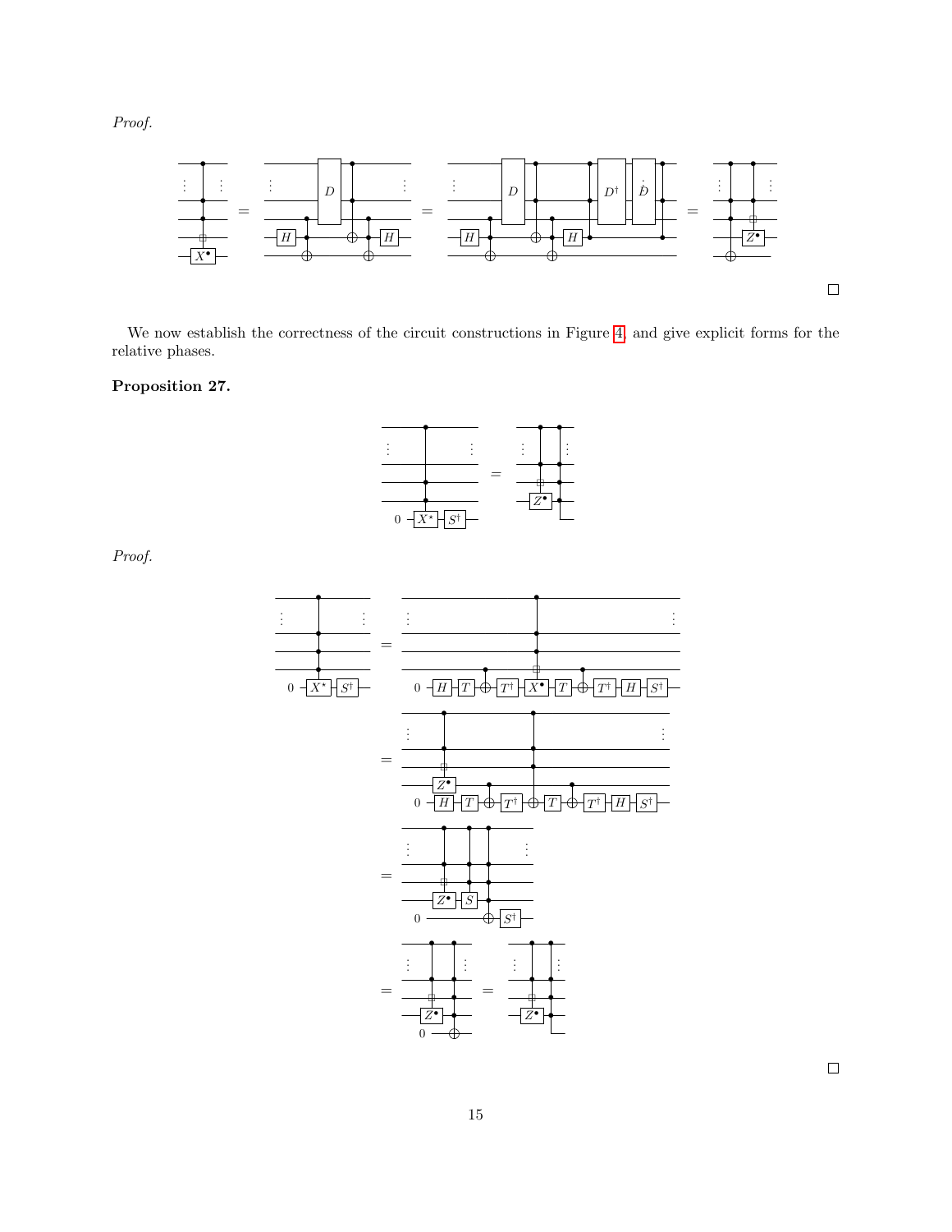*Proof.*

□

We now establish the correctness of the circuit constructions in Figure 4, and give explicit forms for the relative phases.

**Proposition 27.**

*Proof.*

□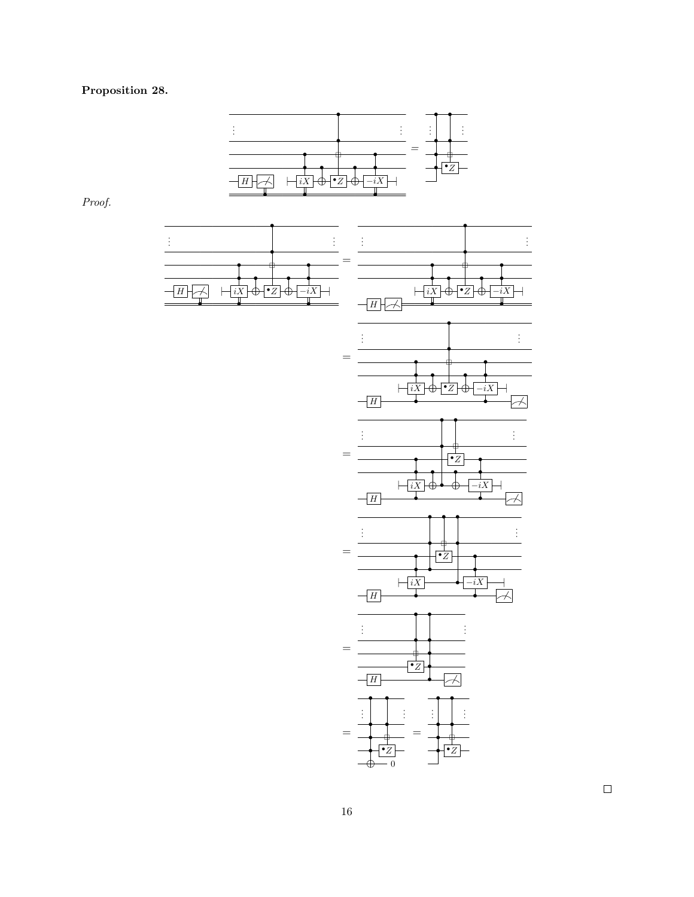**Proposition 28.**

*Proof.*

$\square$